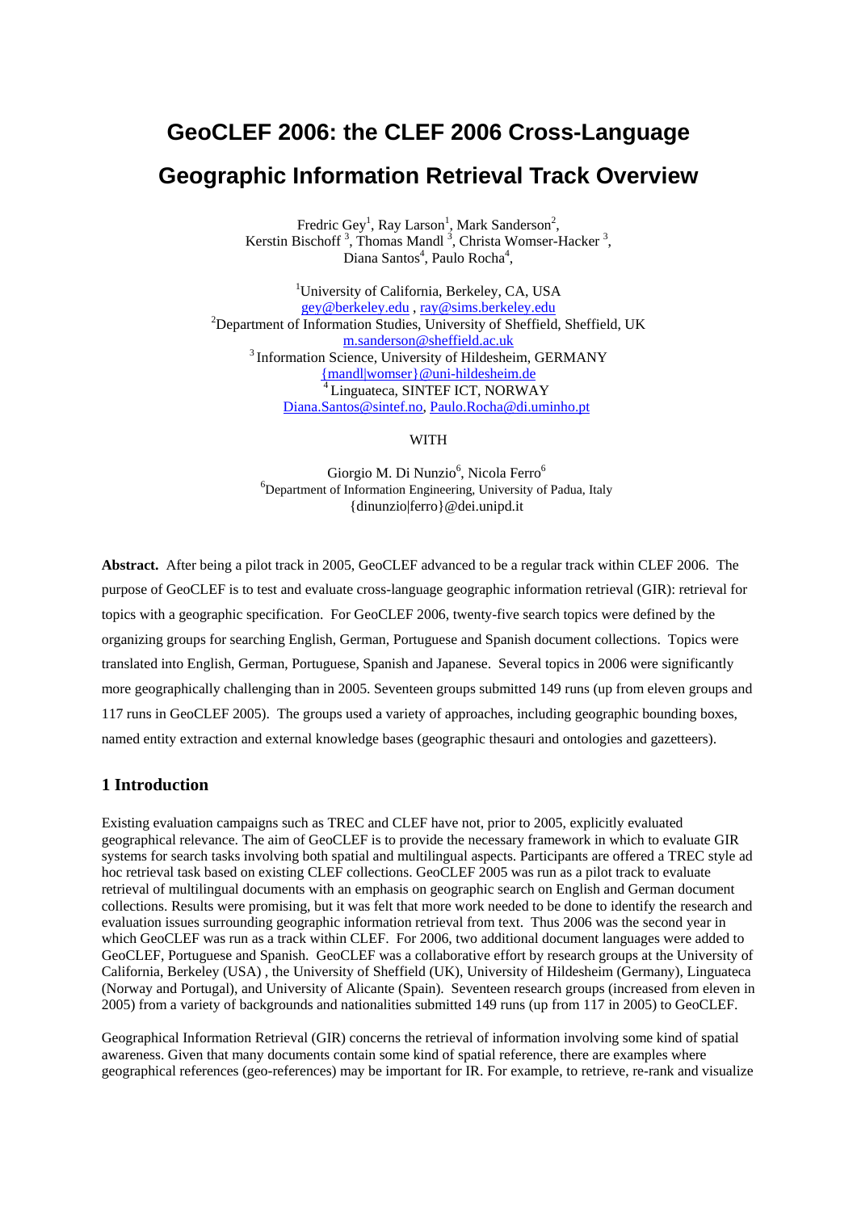# GeoCLEF 2006: the CLEF 2006 Cross-Language Geographic Information Retrieval Track Overview

Fredric Gey[1], Ray Larson[1], Mark Sanderson[2],
Kerstin Bischoff [3], Thomas Mandl [3], Christa Womser-Hacker [3],
Diana Santos[4], Paulo Rocha[4],

[1]University of California, Berkeley, CA, USA
gey@berkeley.edu , ray@sims.berkeley.edu
[2]Department of Information Studies, University of Sheffield, Sheffield, UK
m.sanderson@sheffield.ac.uk
[3] Information Science, University of Hildesheim, GERMANY
{mandl|womser}@uni-hildesheim.de
[4] Linguateca, SINTEF ICT, NORWAY
Diana.Santos@sintef.no, Paulo.Rocha@di.uminho.pt

WITH

Giorgio M. Di Nunzio[6], Nicola Ferro[6]
[6]Department of Information Engineering, University of Padua, Italy
{dinunzio|ferro}@dei.unipd.it

**Abstract.** After being a pilot track in 2005, GeoCLEF advanced to be a regular track within CLEF 2006. The purpose of GeoCLEF is to test and evaluate cross-language geographic information retrieval (GIR): retrieval for topics with a geographic specification. For GeoCLEF 2006, twenty-five search topics were defined by the organizing groups for searching English, German, Portuguese and Spanish document collections. Topics were translated into English, German, Portuguese, Spanish and Japanese. Several topics in 2006 were significantly more geographically challenging than in 2005. Seventeen groups submitted 149 runs (up from eleven groups and 117 runs in GeoCLEF 2005). The groups used a variety of approaches, including geographic bounding boxes, named entity extraction and external knowledge bases (geographic thesauri and ontologies and gazetteers).

## 1 Introduction

Existing evaluation campaigns such as TREC and CLEF have not, prior to 2005, explicitly evaluated geographical relevance. The aim of GeoCLEF is to provide the necessary framework in which to evaluate GIR systems for search tasks involving both spatial and multilingual aspects. Participants are offered a TREC style ad hoc retrieval task based on existing CLEF collections. GeoCLEF 2005 was run as a pilot track to evaluate retrieval of multilingual documents with an emphasis on geographic search on English and German document collections. Results were promising, but it was felt that more work needed to be done to identify the research and evaluation issues surrounding geographic information retrieval from text. Thus 2006 was the second year in which GeoCLEF was run as a track within CLEF. For 2006, two additional document languages were added to GeoCLEF, Portuguese and Spanish. GeoCLEF was a collaborative effort by research groups at the University of California, Berkeley (USA) , the University of Sheffield (UK), University of Hildesheim (Germany), Linguateca (Norway and Portugal), and University of Alicante (Spain). Seventeen research groups (increased from eleven in 2005) from a variety of backgrounds and nationalities submitted 149 runs (up from 117 in 2005) to GeoCLEF.

Geographical Information Retrieval (GIR) concerns the retrieval of information involving some kind of spatial awareness. Given that many documents contain some kind of spatial reference, there are examples where geographical references (geo-references) may be important for IR. For example, to retrieve, re-rank and visualize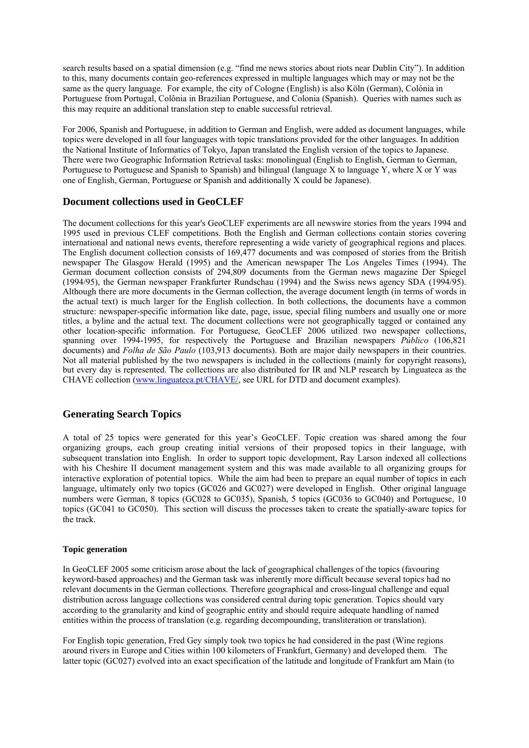search results based on a spatial dimension (e.g. "find me news stories about riots near Dublin City"). In addition to this, many documents contain geo-references expressed in multiple languages which may or may not be the same as the query language. For example, the city of Cologne (English) is also Köln (German), Colónia in Portuguese from Portugal, Colônia in Brazilian Portuguese, and Colonia (Spanish). Queries with names such as this may require an additional translation step to enable successful retrieval.

For 2006, Spanish and Portuguese, in addition to German and English, were added as document languages, while topics were developed in all four languages with topic translations provided for the other languages. In addition the National Institute of Informatics of Tokyo, Japan translated the English version of the topics to Japanese. There were two Geographic Information Retrieval tasks: monolingual (English to English, German to German, Portuguese to Portuguese and Spanish to Spanish) and bilingual (language X to language Y, where X or Y was one of English, German, Portuguese or Spanish and additionally X could be Japanese).

## Document collections used in GeoCLEF

The document collections for this year's GeoCLEF experiments are all newswire stories from the years 1994 and 1995 used in previous CLEF competitions. Both the English and German collections contain stories covering international and national news events, therefore representing a wide variety of geographical regions and places. The English document collection consists of 169,477 documents and was composed of stories from the British newspaper The Glasgow Herald (1995) and the American newspaper The Los Angeles Times (1994). The German document collection consists of 294,809 documents from the German news magazine Der Spiegel (1994/95), the German newspaper Frankfurter Rundschau (1994) and the Swiss news agency SDA (1994/95). Although there are more documents in the German collection, the average document length (in terms of words in the actual text) is much larger for the English collection. In both collections, the documents have a common structure: newspaper-specific information like date, page, issue, special filing numbers and usually one or more titles, a byline and the actual text. The document collections were not geographically tagged or contained any other location-specific information. For Portuguese, GeoCLEF 2006 utilized two newspaper collections, spanning over 1994-1995, for respectively the Portuguese and Brazilian newspapers *Público* (106,821 documents) and *Folha de São Paulo* (103,913 documents). Both are major daily newspapers in their countries. Not all material published by the two newspapers is included in the collections (mainly for copyright reasons), but every day is represented. The collections are also distributed for IR and NLP research by Linguateca as the CHAVE collection (www.linguateca.pt/CHAVE/, see URL for DTD and document examples).

## Generating Search Topics

A total of 25 topics were generated for this year's GeoCLEF. Topic creation was shared among the four organizing groups, each group creating initial versions of their proposed topics in their language, with subsequent translation into English. In order to support topic development, Ray Larson indexed all collections with his Cheshire II document management system and this was made available to all organizing groups for interactive exploration of potential topics. While the aim had been to prepare an equal number of topics in each language, ultimately only two topics (GC026 and GC027) were developed in English. Other original language numbers were German, 8 topics (GC028 to GC035), Spanish, 5 topics (GC036 to GC040) and Portuguese, 10 topics (GC041 to GC050). This section will discuss the processes taken to create the spatially-aware topics for the track.

### Topic generation

In GeoCLEF 2005 some criticism arose about the lack of geographical challenges of the topics (favouring keyword-based approaches) and the German task was inherently more difficult because several topics had no relevant documents in the German collections. Therefore geographical and cross-lingual challenge and equal distribution across language collections was considered central during topic generation. Topics should vary according to the granularity and kind of geographic entity and should require adequate handling of named entities within the process of translation (e.g. regarding decompounding, transliteration or translation).

For English topic generation, Fred Gey simply took two topics he had considered in the past (Wine regions around rivers in Europe and Cities within 100 kilometers of Frankfurt, Germany) and developed them. The latter topic (GC027) evolved into an exact specification of the latitude and longitude of Frankfurt am Main (to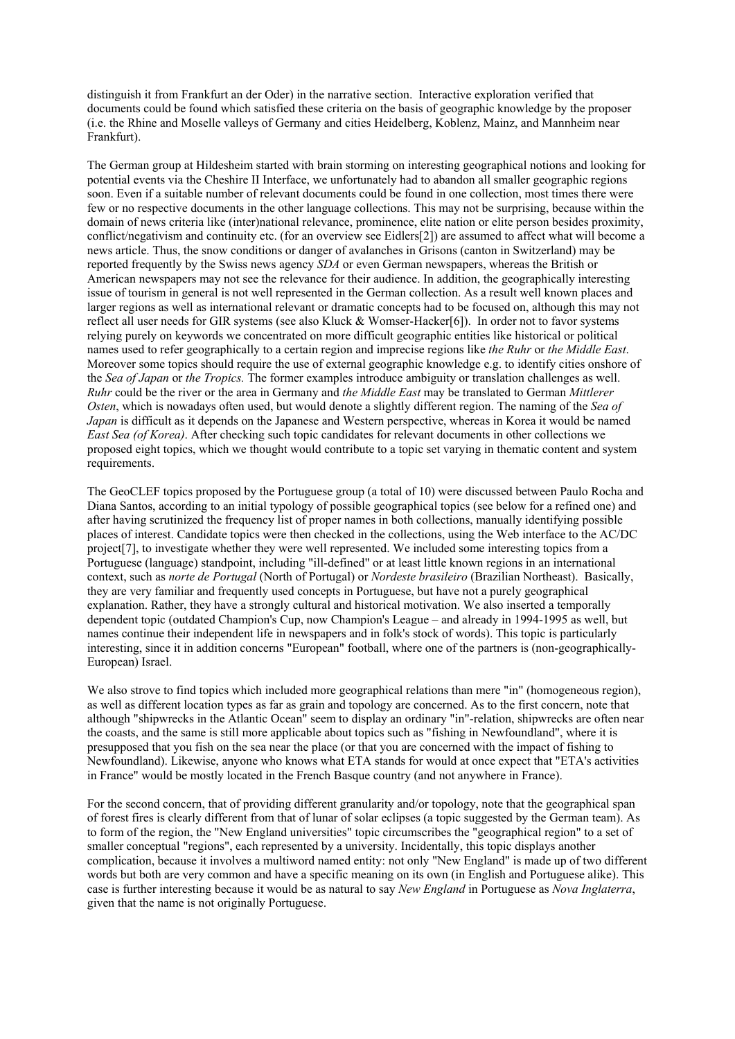distinguish it from Frankfurt an der Oder) in the narrative section. Interactive exploration verified that documents could be found which satisfied these criteria on the basis of geographic knowledge by the proposer (i.e. the Rhine and Moselle valleys of Germany and cities Heidelberg, Koblenz, Mainz, and Mannheim near Frankfurt).

The German group at Hildesheim started with brain storming on interesting geographical notions and looking for potential events via the Cheshire II Interface, we unfortunately had to abandon all smaller geographic regions soon. Even if a suitable number of relevant documents could be found in one collection, most times there were few or no respective documents in the other language collections. This may not be surprising, because within the domain of news criteria like (inter)national relevance, prominence, elite nation or elite person besides proximity, conflict/negativism and continuity etc. (for an overview see Eidlers[2]) are assumed to affect what will become a news article. Thus, the snow conditions or danger of avalanches in Grisons (canton in Switzerland) may be reported frequently by the Swiss news agency *SDA* or even German newspapers, whereas the British or American newspapers may not see the relevance for their audience. In addition, the geographically interesting issue of tourism in general is not well represented in the German collection. As a result well known places and larger regions as well as international relevant or dramatic concepts had to be focused on, although this may not reflect all user needs for GIR systems (see also Kluck & Womser-Hacker[6]). In order not to favor systems relying purely on keywords we concentrated on more difficult geographic entities like historical or political names used to refer geographically to a certain region and imprecise regions like *the Ruhr* or *the Middle East*. Moreover some topics should require the use of external geographic knowledge e.g. to identify cities onshore of the *Sea of Japan* or *the Tropics.* The former examples introduce ambiguity or translation challenges as well. *Ruhr* could be the river or the area in Germany and *the Middle East* may be translated to German *Mittlerer Osten*, which is nowadays often used, but would denote a slightly different region. The naming of the *Sea of Japan* is difficult as it depends on the Japanese and Western perspective, whereas in Korea it would be named *East Sea (of Korea)*. After checking such topic candidates for relevant documents in other collections we proposed eight topics, which we thought would contribute to a topic set varying in thematic content and system requirements.

The GeoCLEF topics proposed by the Portuguese group (a total of 10) were discussed between Paulo Rocha and Diana Santos, according to an initial typology of possible geographical topics (see below for a refined one) and after having scrutinized the frequency list of proper names in both collections, manually identifying possible places of interest. Candidate topics were then checked in the collections, using the Web interface to the AC/DC project[7], to investigate whether they were well represented. We included some interesting topics from a Portuguese (language) standpoint, including "ill-defined" or at least little known regions in an international context, such as *norte de Portugal* (North of Portugal) or *Nordeste brasileiro* (Brazilian Northeast). Basically, they are very familiar and frequently used concepts in Portuguese, but have not a purely geographical explanation. Rather, they have a strongly cultural and historical motivation. We also inserted a temporally dependent topic (outdated Champion's Cup, now Champion's League – and already in 1994-1995 as well, but names continue their independent life in newspapers and in folk's stock of words). This topic is particularly interesting, since it in addition concerns "European" football, where one of the partners is (non-geographically-European) Israel.

We also strove to find topics which included more geographical relations than mere "in" (homogeneous region), as well as different location types as far as grain and topology are concerned. As to the first concern, note that although "shipwrecks in the Atlantic Ocean" seem to display an ordinary "in"-relation, shipwrecks are often near the coasts, and the same is still more applicable about topics such as "fishing in Newfoundland", where it is presupposed that you fish on the sea near the place (or that you are concerned with the impact of fishing to Newfoundland). Likewise, anyone who knows what ETA stands for would at once expect that "ETA's activities in France" would be mostly located in the French Basque country (and not anywhere in France).

For the second concern, that of providing different granularity and/or topology, note that the geographical span of forest fires is clearly different from that of lunar of solar eclipses (a topic suggested by the German team). As to form of the region, the "New England universities" topic circumscribes the "geographical region" to a set of smaller conceptual "regions", each represented by a university. Incidentally, this topic displays another complication, because it involves a multiword named entity: not only "New England" is made up of two different words but both are very common and have a specific meaning on its own (in English and Portuguese alike). This case is further interesting because it would be as natural to say *New England* in Portuguese as *Nova Inglaterra*, given that the name is not originally Portuguese.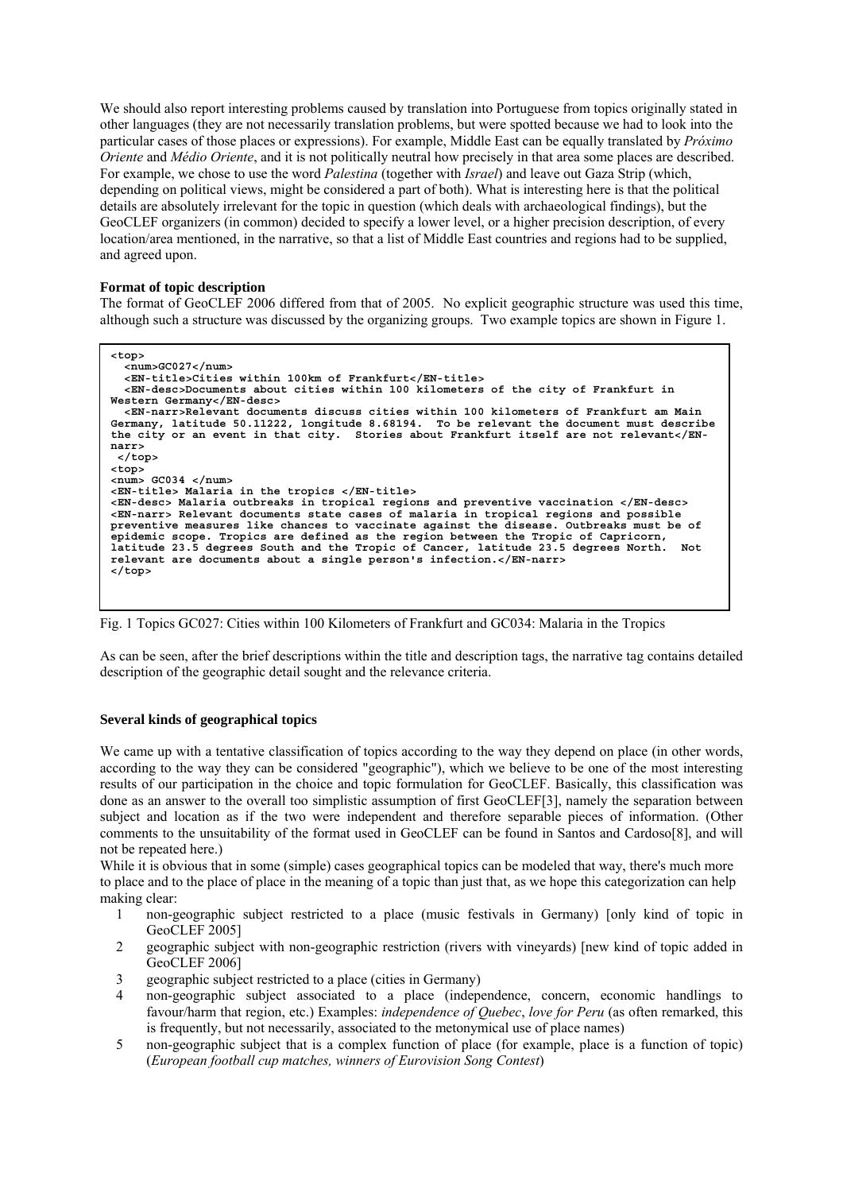We should also report interesting problems caused by translation into Portuguese from topics originally stated in other languages (they are not necessarily translation problems, but were spotted because we had to look into the particular cases of those places or expressions). For example, Middle East can be equally translated by *Próximo Oriente* and *Médio Oriente*, and it is not politically neutral how precisely in that area some places are described. For example, we chose to use the word *Palestina* (together with *Israel*) and leave out Gaza Strip (which, depending on political views, might be considered a part of both). What is interesting here is that the political details are absolutely irrelevant for the topic in question (which deals with archaeological findings), but the GeoCLEF organizers (in common) decided to specify a lower level, or a higher precision description, of every location/area mentioned, in the narrative, so that a list of Middle East countries and regions had to be supplied, and agreed upon.

**Format of topic description**

The format of GeoCLEF 2006 differed from that of 2005. No explicit geographic structure was used this time, although such a structure was discussed by the organizing groups. Two example topics are shown in Figure 1.

```
<top>
  <num>GC027</num>
  <EN-title>Cities within 100km of Frankfurt</EN-title>
  <EN-desc>Documents about cities within 100 kilometers of the city of Frankfurt in
Western Germany</EN-desc>
  <EN-narr>Relevant documents discuss cities within 100 kilometers of Frankfurt am Main
Germany, latitude 50.11222, longitude 8.68194.  To be relevant the document must describe
the city or an event in that city.  Stories about Frankfurt itself are not relevant</EN-
narr>
 </top>
<top>
<num> GC034 </num>
<EN-title> Malaria in the tropics </EN-title>
<EN-desc> Malaria outbreaks in tropical regions and preventive vaccination </EN-desc>
<EN-narr> Relevant documents state cases of malaria in tropical regions and possible
preventive measures like chances to vaccinate against the disease. Outbreaks must be of
epidemic scope. Tropics are defined as the region between the Tropic of Capricorn,
latitude 23.5 degrees South and the Tropic of Cancer, latitude 23.5 degrees North.  Not
relevant are documents about a single person's infection.</EN-narr>
</top>
```

Fig. 1 Topics GC027: Cities within 100 Kilometers of Frankfurt and GC034: Malaria in the Tropics

As can be seen, after the brief descriptions within the title and description tags, the narrative tag contains detailed description of the geographic detail sought and the relevance criteria.

**Several kinds of geographical topics**

We came up with a tentative classification of topics according to the way they depend on place (in other words, according to the way they can be considered "geographic"), which we believe to be one of the most interesting results of our participation in the choice and topic formulation for GeoCLEF. Basically, this classification was done as an answer to the overall too simplistic assumption of first GeoCLEF[3], namely the separation between subject and location as if the two were independent and therefore separable pieces of information. (Other comments to the unsuitability of the format used in GeoCLEF can be found in Santos and Cardoso[8], and will not be repeated here.)

While it is obvious that in some (simple) cases geographical topics can be modeled that way, there's much more to place and to the place of place in the meaning of a topic than just that, as we hope this categorization can help making clear:

1. non-geographic subject restricted to a place (music festivals in Germany) [only kind of topic in GeoCLEF 2005]
2. geographic subject with non-geographic restriction (rivers with vineyards) [new kind of topic added in GeoCLEF 2006]
3. geographic subject restricted to a place (cities in Germany)
4. non-geographic subject associated to a place (independence, concern, economic handlings to favour/harm that region, etc.) Examples: *independence of Quebec*, *love for Peru* (as often remarked, this is frequently, but not necessarily, associated to the metonymical use of place names)
5. non-geographic subject that is a complex function of place (for example, place is a function of topic) (*European football cup matches, winners of Eurovision Song Contest*)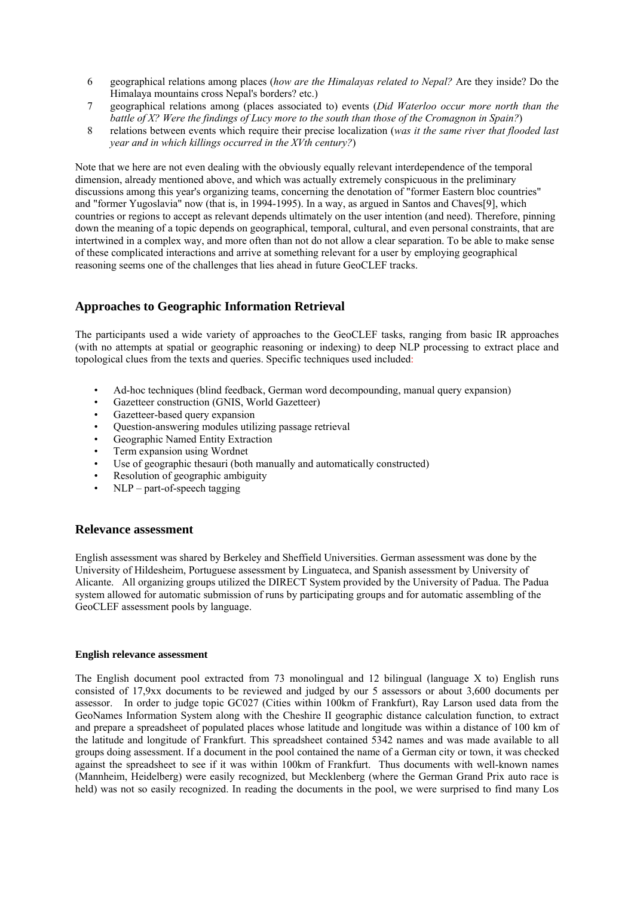6 geographical relations among places (*how are the Himalayas related to Nepal?* Are they inside? Do the Himalaya mountains cross Nepal's borders? etc.)

7 geographical relations among (places associated to) events (*Did Waterloo occur more north than the battle of X? Were the findings of Lucy more to the south than those of the Cromagnon in Spain?*)

8 relations between events which require their precise localization (*was it the same river that flooded last year and in which killings occurred in the XVth century?*)

Note that we here are not even dealing with the obviously equally relevant interdependence of the temporal dimension, already mentioned above, and which was actually extremely conspicuous in the preliminary discussions among this year's organizing teams, concerning the denotation of "former Eastern bloc countries" and "former Yugoslavia" now (that is, in 1994-1995). In a way, as argued in Santos and Chaves[9], which countries or regions to accept as relevant depends ultimately on the user intention (and need). Therefore, pinning down the meaning of a topic depends on geographical, temporal, cultural, and even personal constraints, that are intertwined in a complex way, and more often than not do not allow a clear separation. To be able to make sense of these complicated interactions and arrive at something relevant for a user by employing geographical reasoning seems one of the challenges that lies ahead in future GeoCLEF tracks.

## Approaches to Geographic Information Retrieval

The participants used a wide variety of approaches to the GeoCLEF tasks, ranging from basic IR approaches (with no attempts at spatial or geographic reasoning or indexing) to deep NLP processing to extract place and topological clues from the texts and queries. Specific techniques used included:

- Ad-hoc techniques (blind feedback, German word decompounding, manual query expansion)
- Gazetteer construction (GNIS, World Gazetteer)
- Gazetteer-based query expansion
- Question-answering modules utilizing passage retrieval
- Geographic Named Entity Extraction
- Term expansion using Wordnet
- Use of geographic thesauri (both manually and automatically constructed)
- Resolution of geographic ambiguity
- NLP – part-of-speech tagging

## Relevance assessment

English assessment was shared by Berkeley and Sheffield Universities. German assessment was done by the University of Hildesheim, Portuguese assessment by Linguateca, and Spanish assessment by University of Alicante. All organizing groups utilized the DIRECT System provided by the University of Padua. The Padua system allowed for automatic submission of runs by participating groups and for automatic assembling of the GeoCLEF assessment pools by language.

#### English relevance assessment

The English document pool extracted from 73 monolingual and 12 bilingual (language X to) English runs consisted of 17,9xx documents to be reviewed and judged by our 5 assessors or about 3,600 documents per assessor. In order to judge topic GC027 (Cities within 100km of Frankfurt), Ray Larson used data from the GeoNames Information System along with the Cheshire II geographic distance calculation function, to extract and prepare a spreadsheet of populated places whose latitude and longitude was within a distance of 100 km of the latitude and longitude of Frankfurt. This spreadsheet contained 5342 names and was made available to all groups doing assessment. If a document in the pool contained the name of a German city or town, it was checked against the spreadsheet to see if it was within 100km of Frankfurt. Thus documents with well-known names (Mannheim, Heidelberg) were easily recognized, but Mecklenberg (where the German Grand Prix auto race is held) was not so easily recognized. In reading the documents in the pool, we were surprised to find many Los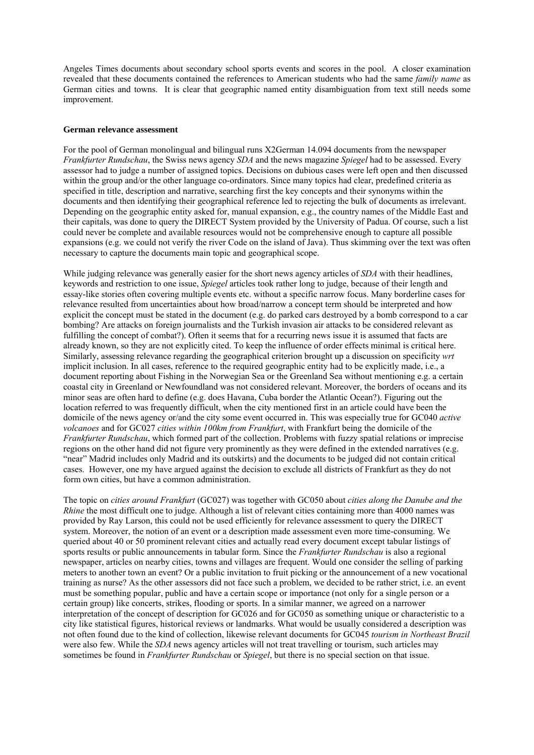Angeles Times documents about secondary school sports events and scores in the pool. A closer examination revealed that these documents contained the references to American students who had the same *family name* as German cities and towns. It is clear that geographic named entity disambiguation from text still needs some improvement.

**German relevance assessment**

For the pool of German monolingual and bilingual runs X2German 14.094 documents from the newspaper *Frankfurter Rundschau*, the Swiss news agency *SDA* and the news magazine *Spiegel* had to be assessed. Every assessor had to judge a number of assigned topics. Decisions on dubious cases were left open and then discussed within the group and/or the other language co-ordinators. Since many topics had clear, predefined criteria as specified in title, description and narrative, searching first the key concepts and their synonyms within the documents and then identifying their geographical reference led to rejecting the bulk of documents as irrelevant. Depending on the geographic entity asked for, manual expansion, e.g., the country names of the Middle East and their capitals, was done to query the DIRECT System provided by the University of Padua. Of course, such a list could never be complete and available resources would not be comprehensive enough to capture all possible expansions (e.g. we could not verify the river Code on the island of Java). Thus skimming over the text was often necessary to capture the documents main topic and geographical scope.

While judging relevance was generally easier for the short news agency articles of *SDA* with their headlines, keywords and restriction to one issue, *Spiegel* articles took rather long to judge, because of their length and essay-like stories often covering multiple events etc. without a specific narrow focus. Many borderline cases for relevance resulted from uncertainties about how broad/narrow a concept term should be interpreted and how explicit the concept must be stated in the document (e.g. do parked cars destroyed by a bomb correspond to a car bombing? Are attacks on foreign journalists and the Turkish invasion air attacks to be considered relevant as fulfilling the concept of combat?). Often it seems that for a recurring news issue it is assumed that facts are already known, so they are not explicitly cited. To keep the influence of order effects minimal is critical here. Similarly, assessing relevance regarding the geographical criterion brought up a discussion on specificity *wrt* implicit inclusion. In all cases, reference to the required geographic entity had to be explicitly made, i.e., a document reporting about Fishing in the Norwegian Sea or the Greenland Sea without mentioning e.g. a certain coastal city in Greenland or Newfoundland was not considered relevant. Moreover, the borders of oceans and its minor seas are often hard to define (e.g. does Havana, Cuba border the Atlantic Ocean?). Figuring out the location referred to was frequently difficult, when the city mentioned first in an article could have been the domicile of the news agency or/and the city some event occurred in. This was especially true for GC040 *active volcanoes* and for GC027 *cities within 100km from Frankfurt*, with Frankfurt being the domicile of the *Frankfurter Rundschau*, which formed part of the collection. Problems with fuzzy spatial relations or imprecise regions on the other hand did not figure very prominently as they were defined in the extended narratives (e.g. "near" Madrid includes only Madrid and its outskirts) and the documents to be judged did not contain critical cases. However, one my have argued against the decision to exclude all districts of Frankfurt as they do not form own cities, but have a common administration.

The topic on *cities around Frankfurt* (GC027) was together with GC050 about *cities along the Danube and the Rhine* the most difficult one to judge. Although a list of relevant cities containing more than 4000 names was provided by Ray Larson, this could not be used efficiently for relevance assessment to query the DIRECT system. Moreover, the notion of an event or a description made assessment even more time-consuming. We queried about 40 or 50 prominent relevant cities and actually read every document except tabular listings of sports results or public announcements in tabular form. Since the *Frankfurter Rundschau* is also a regional newspaper, articles on nearby cities, towns and villages are frequent. Would one consider the selling of parking meters to another town an event? Or a public invitation to fruit picking or the announcement of a new vocational training as nurse? As the other assessors did not face such a problem, we decided to be rather strict, i.e. an event must be something popular, public and have a certain scope or importance (not only for a single person or a certain group) like concerts, strikes, flooding or sports. In a similar manner, we agreed on a narrower interpretation of the concept of description for GC026 and for GC050 as something unique or characteristic to a city like statistical figures, historical reviews or landmarks. What would be usually considered a description was not often found due to the kind of collection, likewise relevant documents for GC045 *tourism in Northeast Brazil* were also few. While the *SDA* news agency articles will not treat travelling or tourism, such articles may sometimes be found in *Frankfurter Rundschau* or *Spiegel*, but there is no special section on that issue.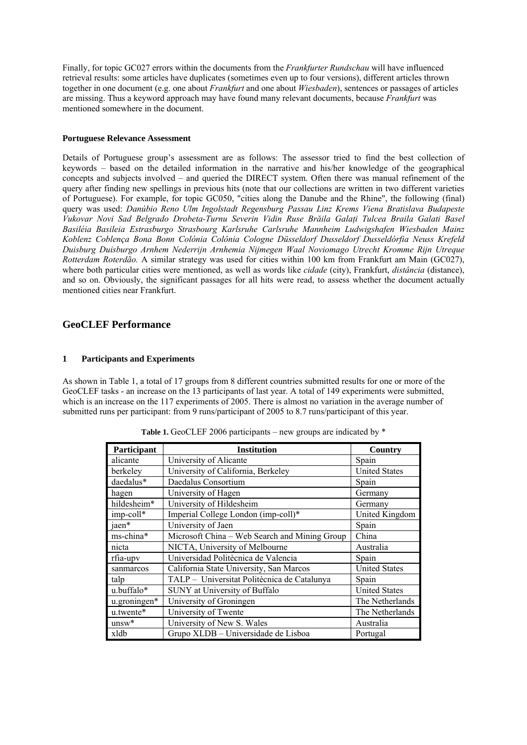Finally, for topic GC027 errors within the documents from the *Frankfurter Rundschau* will have influenced retrieval results: some articles have duplicates (sometimes even up to four versions), different articles thrown together in one document (e.g. one about *Frankfurt* and one about *Wiesbaden*), sentences or passages of articles are missing. Thus a keyword approach may have found many relevant documents, because *Frankfurt* was mentioned somewhere in the document.

**Portuguese Relevance Assessment**

Details of Portuguese group's assessment are as follows: The assessor tried to find the best collection of keywords – based on the detailed information in the narrative and his/her knowledge of the geographical concepts and subjects involved – and queried the DIRECT system. Often there was manual refinement of the query after finding new spellings in previous hits (note that our collections are written in two different varieties of Portuguese). For example, for topic GC050, "cities along the Danube and the Rhine", the following (final) query was used: *Danúbio Reno Ulm Ingolstadt Regensburg Passau Linz Krems Viena Bratislava Budapeste Vukovar Novi Sad Belgrado Drobeta-Turnu Severin Vidin Ruse Brăila Galați Tulcea Braila Galati Basel Basiléia Basileia Estrasburgo Strasbourg Karlsruhe Carlsruhe Mannheim Ludwigshafen Wiesbaden Mainz Koblenz Coblença Bona Bonn Colónia Colônia Cologne Düsseldorf Dusseldorf Dusseldórfia Neuss Krefeld Duisburg Duisburgo Arnhem Nederrijn Arnhemia Nijmegen Waal Noviomago Utrecht Kromme Rijn Utreque Rotterdam Roterdão.* A similar strategy was used for cities within 100 km from Frankfurt am Main (GC027), where both particular cities were mentioned, as well as words like *cidade* (city), Frankfurt, *distância* (distance), and so on. Obviously, the significant passages for all hits were read, to assess whether the document actually mentioned cities near Frankfurt.

## GeoCLEF Performance

### 1 Participants and Experiments

As shown in Table 1, a total of 17 groups from 8 different countries submitted results for one or more of the GeoCLEF tasks - an increase on the 13 participants of last year. A total of 149 experiments were submitted, which is an increase on the 117 experiments of 2005. There is almost no variation in the average number of submitted runs per participant: from 9 runs/participant of 2005 to 8.7 runs/participant of this year.

**Table 1.** GeoCLEF 2006 participants – new groups are indicated by *

| Participant | Institution | Country |
|---|---|---|
| alicante | University of Alicante | Spain |
| berkeley | University of California, Berkeley | United States |
| daedalus* | Daedalus Consortium | Spain |
| hagen | University of Hagen | Germany |
| hildesheim* | University of Hildesheim | Germany |
| imp-coll* | Imperial College London (imp-coll)* | United Kingdom |
| jaen* | University of Jaen | Spain |
| ms-china* | Microsoft China – Web Search and Mining Group | China |
| nicta | NICTA, University of Melbourne | Australia |
| rfia-upv | Universidad Politècnica de Valencia | Spain |
| sanmarcos | California State University, San Marcos | United States |
| talp | TALP – Universitat Politècnica de Catalunya | Spain |
| u.buffalo* | SUNY at University of Buffalo | United States |
| u.groningen* | University of Groningen | The Netherlands |
| u.twente* | University of Twente | The Netherlands |
| unsw* | University of New S. Wales | Australia |
| xldb | Grupo XLDB – Universidade de Lisboa | Portugal |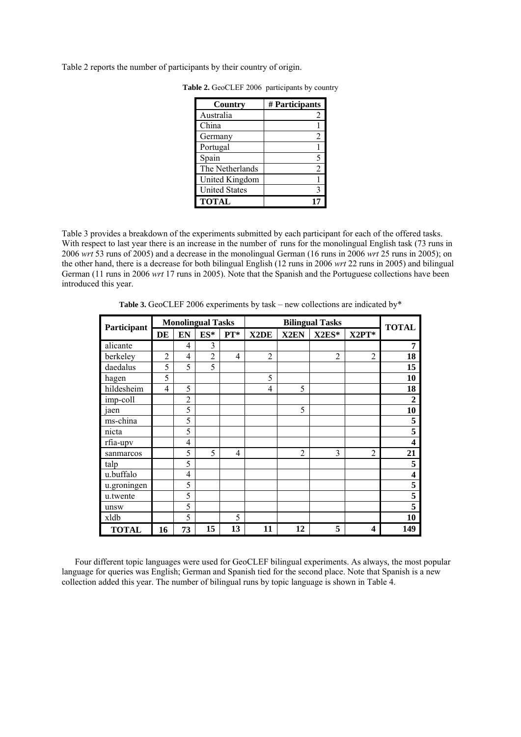Table 2 reports the number of participants by their country of origin.

**Table 2.** GeoCLEF 2006 participants by country

| Country | # Participants |
|---|---|
| Australia | 2 |
| China | 1 |
| Germany | 2 |
| Portugal | 1 |
| Spain | 5 |
| The Netherlands | 2 |
| United Kingdom | 1 |
| United States | 3 |
| **TOTAL** | **17** |

Table 3 provides a breakdown of the experiments submitted by each participant for each of the offered tasks. With respect to last year there is an increase in the number of runs for the monolingual English task (73 runs in 2006 *wrt* 53 runs of 2005) and a decrease in the monolingual German (16 runs in 2006 *wrt* 25 runs in 2005); on the other hand, there is a decrease for both bilingual English (12 runs in 2006 *wrt* 22 runs in 2005) and bilingual German (11 runs in 2006 *wrt* 17 runs in 2005). Note that the Spanish and the Portuguese collections have been introduced this year.

**Table 3.** GeoCLEF 2006 experiments by task – new collections are indicated by*

| Participant | Monolingual Tasks | | | | Bilingual Tasks | | | | TOTAL |
|---|---|---|---|---|---|---|---|---|---|
| | DE | EN | ES* | PT* | X2DE | X2EN | X2ES* | X2PT* | |
| alicante | | 4 | 3 | | | | | | **7** |
| berkeley | 2 | 4 | 2 | 4 | 2 | | 2 | 2 | **18** |
| daedalus | 5 | 5 | 5 | | | | | | **15** |
| hagen | 5 | | | | 5 | | | | **10** |
| hildesheim | 4 | 5 | | | 4 | 5 | | | **18** |
| imp-coll | | 2 | | | | | | | **2** |
| jaen | | 5 | | | | 5 | | | **10** |
| ms-china | | 5 | | | | | | | **5** |
| nicta | | 5 | | | | | | | **5** |
| rfia-upv | | 4 | | | | | | | **4** |
| sanmarcos | | 5 | 5 | 4 | | 2 | 3 | 2 | **21** |
| talp | | 5 | | | | | | | **5** |
| u.buffalo | | 4 | | | | | | | **4** |
| u.groningen | | 5 | | | | | | | **5** |
| u.twente | | 5 | | | | | | | **5** |
| unsw | | 5 | | | | | | | **5** |
| xldb | | 5 | | 5 | | | | | **10** |
| **TOTAL** | **16** | **73** | **15** | **13** | **11** | **12** | **5** | **4** | **149** |

Four different topic languages were used for GeoCLEF bilingual experiments. As always, the most popular language for queries was English; German and Spanish tied for the second place. Note that Spanish is a new collection added this year. The number of bilingual runs by topic language is shown in Table 4.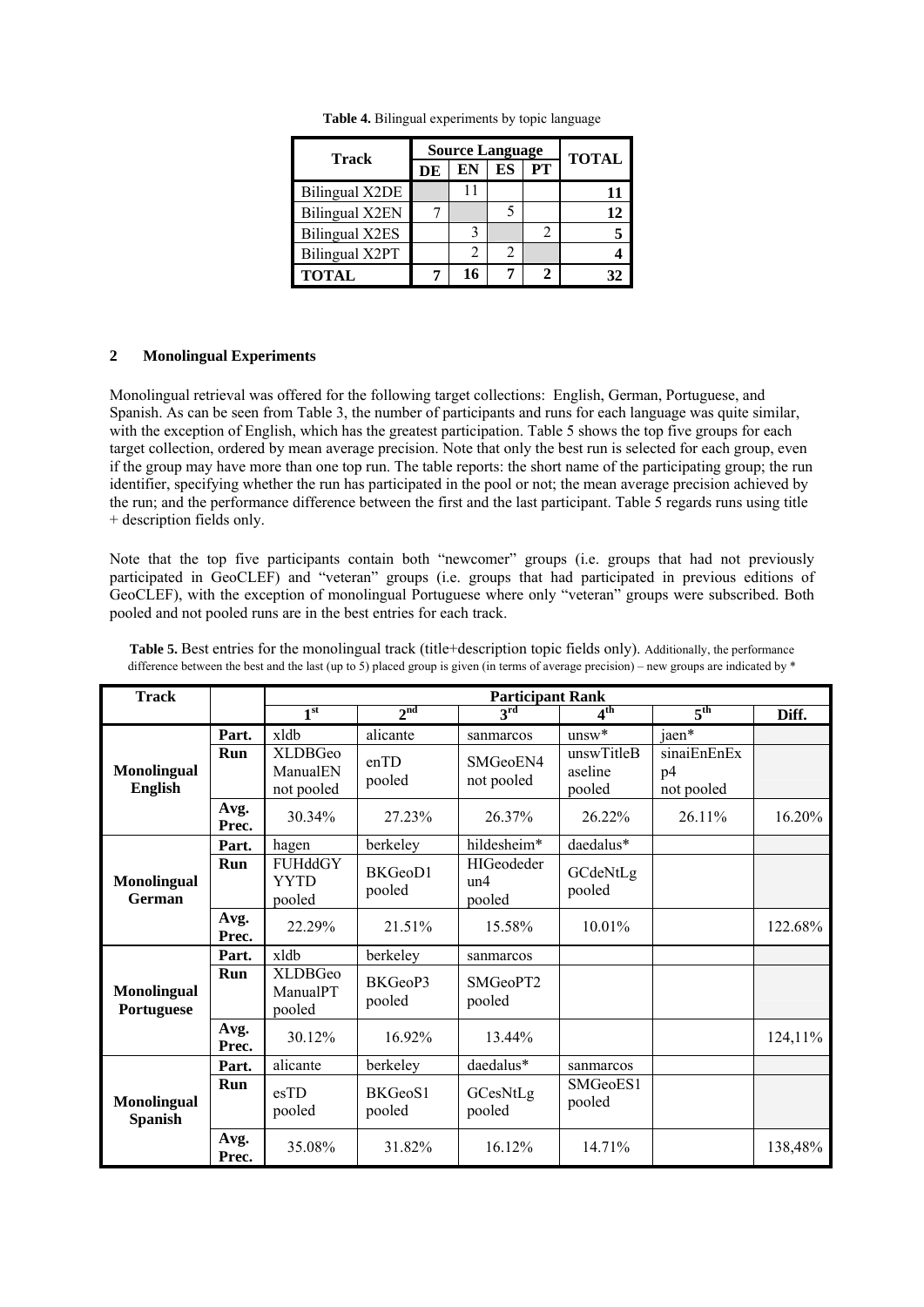**Table 4.** Bilingual experiments by topic language

| Track | Source Language | | | | TOTAL |
|---|---|---|---|---|---|
| | DE | EN | ES | PT | |
| Bilingual X2DE | | 11 | | | **11** |
| Bilingual X2EN | 7 | | 5 | | **12** |
| Bilingual X2ES | | 3 | | 2 | **5** |
| Bilingual X2PT | | 2 | 2 | | **4** |
| **TOTAL** | **7** | **16** | **7** | **2** | **32** |

## 2 Monolingual Experiments

Monolingual retrieval was offered for the following target collections: English, German, Portuguese, and Spanish. As can be seen from Table 3, the number of participants and runs for each language was quite similar, with the exception of English, which has the greatest participation. Table 5 shows the top five groups for each target collection, ordered by mean average precision. Note that only the best run is selected for each group, even if the group may have more than one top run. The table reports: the short name of the participating group; the run identifier, specifying whether the run has participated in the pool or not; the mean average precision achieved by the run; and the performance difference between the first and the last participant. Table 5 regards runs using title + description fields only.

Note that the top five participants contain both "newcomer" groups (i.e. groups that had not previously participated in GeoCLEF) and "veteran" groups (i.e. groups that had participated in previous editions of GeoCLEF), with the exception of monolingual Portuguese where only "veteran" groups were subscribed. Both pooled and not pooled runs are in the best entries for each track.

**Table 5.** Best entries for the monolingual track (title+description topic fields only). Additionally, the performance difference between the best and the last (up to 5) placed group is given (in terms of average precision) – new groups are indicated by *

| Track | | Participant Rank | | | | | |
|---|---|---|---|---|---|---|---|
| | | 1st | 2nd | 3rd | 4th | 5th | Diff. |
| **Monolingual English** | **Part.** | xldb | alicante | sanmarcos | unsw* | jaen* | |
| | **Run** | XLDBGeo ManualEN not pooled | enTD pooled | SMGeoEN4 not pooled | unswTitleBaseline pooled | sinaiEnEnExp4 not pooled | |
| | **Avg. Prec.** | 30.34% | 27.23% | 26.37% | 26.22% | 26.11% | 16.20% |
| **Monolingual German** | **Part.** | hagen | berkeley | hildesheim* | daedalus* | | |
| | **Run** | FUHddGYYTD pooled | BKGeoD1 pooled | HIGeodederun4 pooled | GCdeNtLg pooled | | |
| | **Avg. Prec.** | 22.29% | 21.51% | 15.58% | 10.01% | | 122.68% |
| **Monolingual Portuguese** | **Part.** | xldb | berkeley | sanmarcos | | | |
| | **Run** | XLDBGeo ManualPT pooled | BKGeoP3 pooled | SMGeoPT2 pooled | | | |
| | **Avg. Prec.** | 30.12% | 16.92% | 13.44% | | | 124,11% |
| **Monolingual Spanish** | **Part.** | alicante | berkeley | daedalus* | sanmarcos | | |
| | **Run** | esTD pooled | BKGeoS1 pooled | GCesNtLg pooled | SMGeoES1 pooled | | |
| | **Avg. Prec.** | 35.08% | 31.82% | 16.12% | 14.71% | | 138,48% |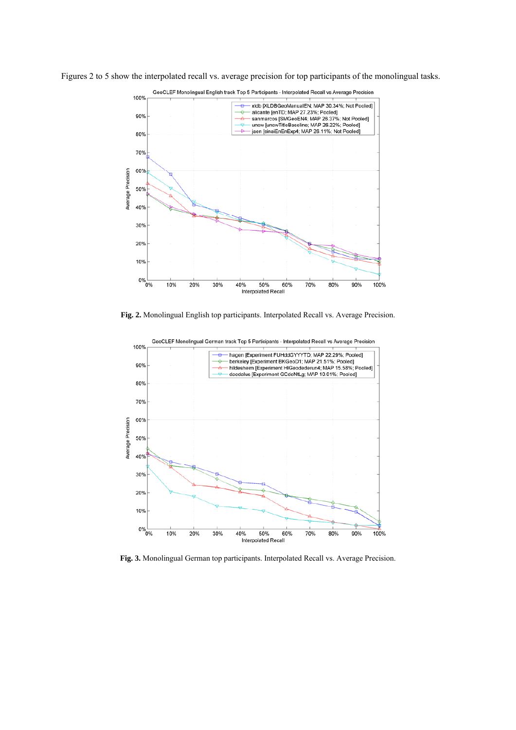Figures 2 to 5 show the interpolated recall vs. average precision for top participants of the monolingual tasks.

**Fig. 2.** Monolingual English top participants. Interpolated Recall vs. Average Precision.

**Fig. 3.** Monolingual German top participants. Interpolated Recall vs. Average Precision.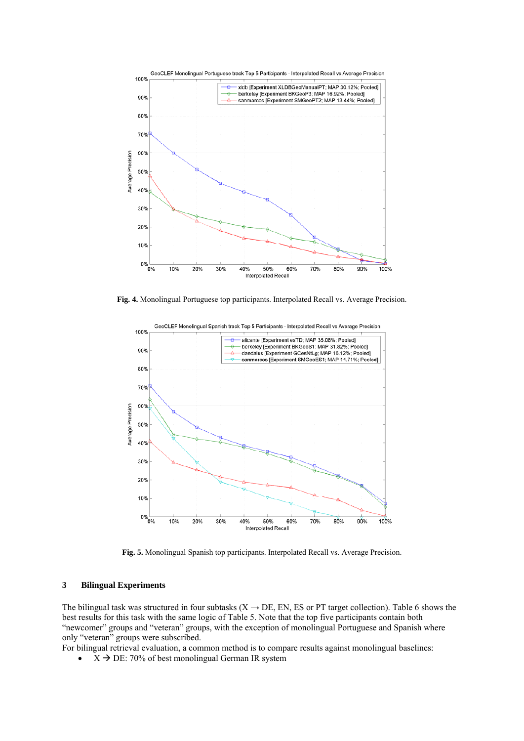Fig. 4. Monolingual Portuguese top participants. Interpolated Recall vs. Average Precision.

Fig. 5. Monolingual Spanish top participants. Interpolated Recall vs. Average Precision.

## 3 Bilingual Experiments

The bilingual task was structured in four subtasks (X → DE, EN, ES or PT target collection). Table 6 shows the best results for this task with the same logic of Table 5. Note that the top five participants contain both "newcomer" groups and "veteran" groups, with the exception of monolingual Portuguese and Spanish where only "veteran" groups were subscribed.

For bilingual retrieval evaluation, a common method is to compare results against monolingual baselines:

- X → DE: 70% of best monolingual German IR system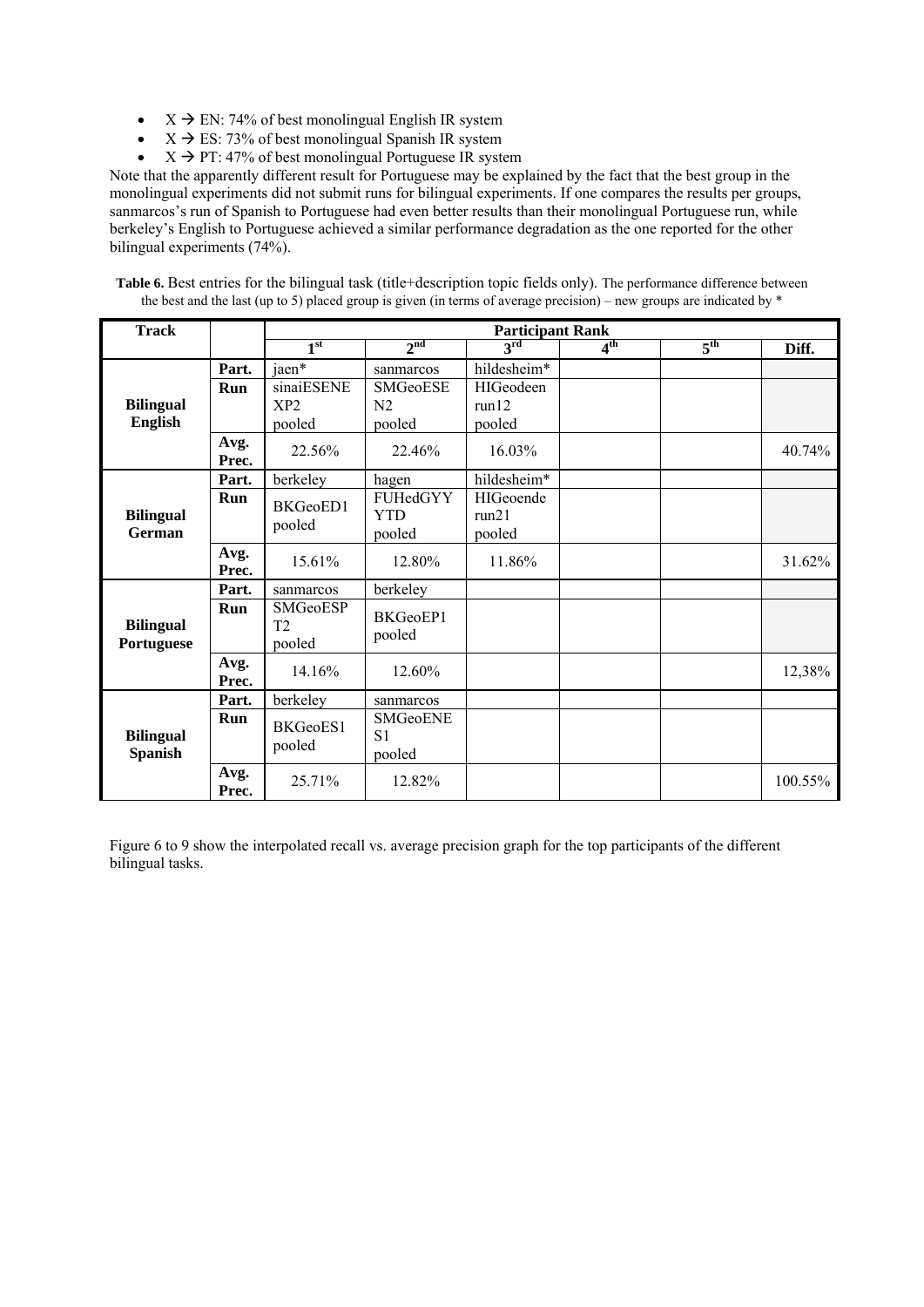- X → EN: 74% of best monolingual English IR system
- X → ES: 73% of best monolingual Spanish IR system
- X → PT: 47% of best monolingual Portuguese IR system

Note that the apparently different result for Portuguese may be explained by the fact that the best group in the monolingual experiments did not submit runs for bilingual experiments. If one compares the results per groups, sanmarcos's run of Spanish to Portuguese had even better results than their monolingual Portuguese run, while berkeley's English to Portuguese achieved a similar performance degradation as the one reported for the other bilingual experiments (74%).

**Table 6.** Best entries for the bilingual task (title+description topic fields only). The performance difference between the best and the last (up to 5) placed group is given (in terms of average precision) – new groups are indicated by *

| Track | | Participant Rank | | | | | |
|---|---|---|---|---|---|---|---|
| | | 1st | 2nd | 3rd | 4th | 5th | Diff. |
| **Bilingual English** | **Part.** | jaen* | sanmarcos | hildesheim* | | | |
| | **Run** | sinaiESENEXP2 pooled | SMGeoESEN2 pooled | HIGeodeenrun12 pooled | | | |
| | **Avg. Prec.** | 22.56% | 22.46% | 16.03% | | | 40.74% |
| **Bilingual German** | **Part.** | berkeley | hagen | hildesheim* | | | |
| | **Run** | BKGeoED1 pooled | FUHedGYYYTD pooled | HIGeoenderun21 pooled | | | |
| | **Avg. Prec.** | 15.61% | 12.80% | 11.86% | | | 31.62% |
| **Bilingual Portuguese** | **Part.** | sanmarcos | berkeley | | | | |
| | **Run** | SMGeoESPT2 pooled | BKGeoEP1 pooled | | | | |
| | **Avg. Prec.** | 14.16% | 12.60% | | | | 12,38% |
| **Bilingual Spanish** | **Part.** | berkeley | sanmarcos | | | | |
| | **Run** | BKGeoES1 pooled | SMGeoENES1 pooled | | | | |
| | **Avg. Prec.** | 25.71% | 12.82% | | | | 100.55% |

Figure 6 to 9 show the interpolated recall vs. average precision graph for the top participants of the different bilingual tasks.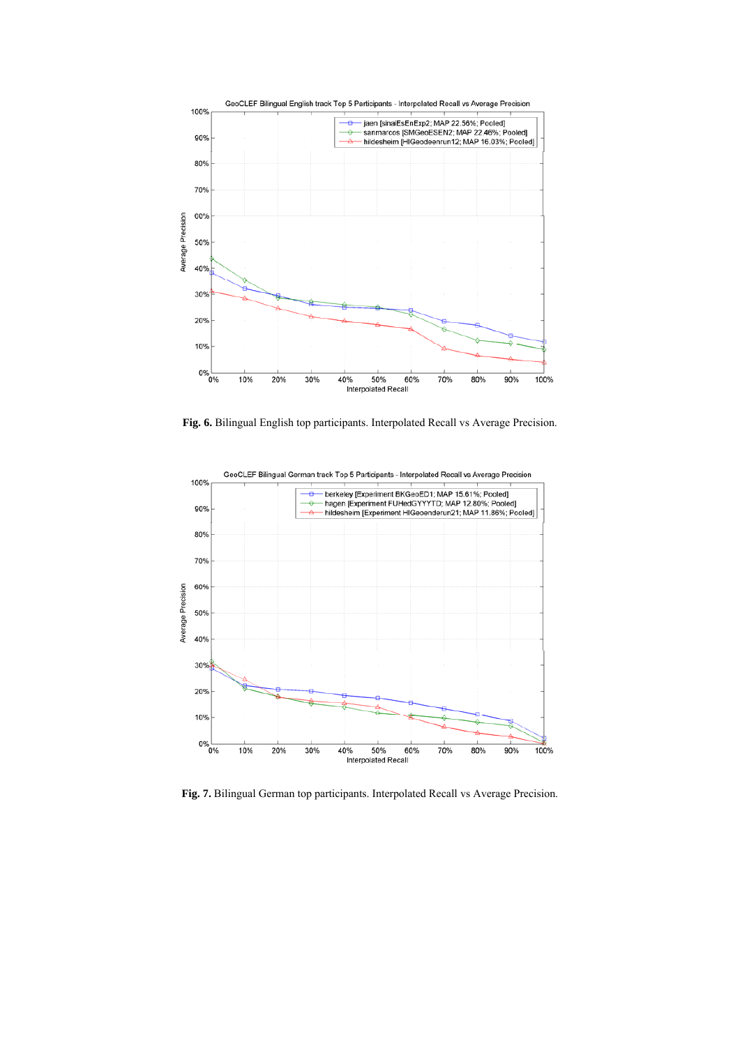GeoCLEF Bilingual English track Top 5 Participants - Interpolated Recall vs Average Precision

- jaen [sinaiEsEnExp2; MAP 22.56%; Pooled]
- sanmarcos [SMGeoESEN2; MAP 22.46%; Pooled]
- hildesheim [HIGeodeenrun12; MAP 16.03%; Pooled]

**Fig. 6.** Bilingual English top participants. Interpolated Recall vs Average Precision.

GeoCLEF Bilingual German track Top 5 Participants - Interpolated Recall vs Average Precision

- berkeley [Experiment BKGeoED1; MAP 15.61%; Pooled]
- hagen [Experiment FUHedGYYYTD; MAP 12.80%; Pooled]
- hildesheim [Experiment HIGeoenderun21; MAP 11.86%; Pooled]

**Fig. 7.** Bilingual German top participants. Interpolated Recall vs Average Precision.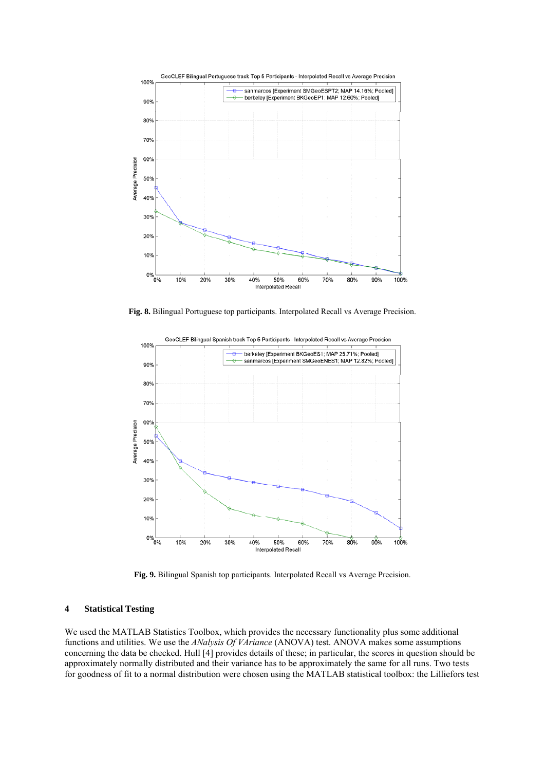**Fig. 8.** Bilingual Portuguese top participants. Interpolated Recall vs Average Precision.

**Fig. 9.** Bilingual Spanish top participants. Interpolated Recall vs Average Precision.

## 4 Statistical Testing

We used the MATLAB Statistics Toolbox, which provides the necessary functionality plus some additional functions and utilities. We use the *ANalysis Of VAriance* (ANOVA) test. ANOVA makes some assumptions concerning the data be checked. Hull [4] provides details of these; in particular, the scores in question should be approximately normally distributed and their variance has to be approximately the same for all runs. Two tests for goodness of fit to a normal distribution were chosen using the MATLAB statistical toolbox: the Lilliefors test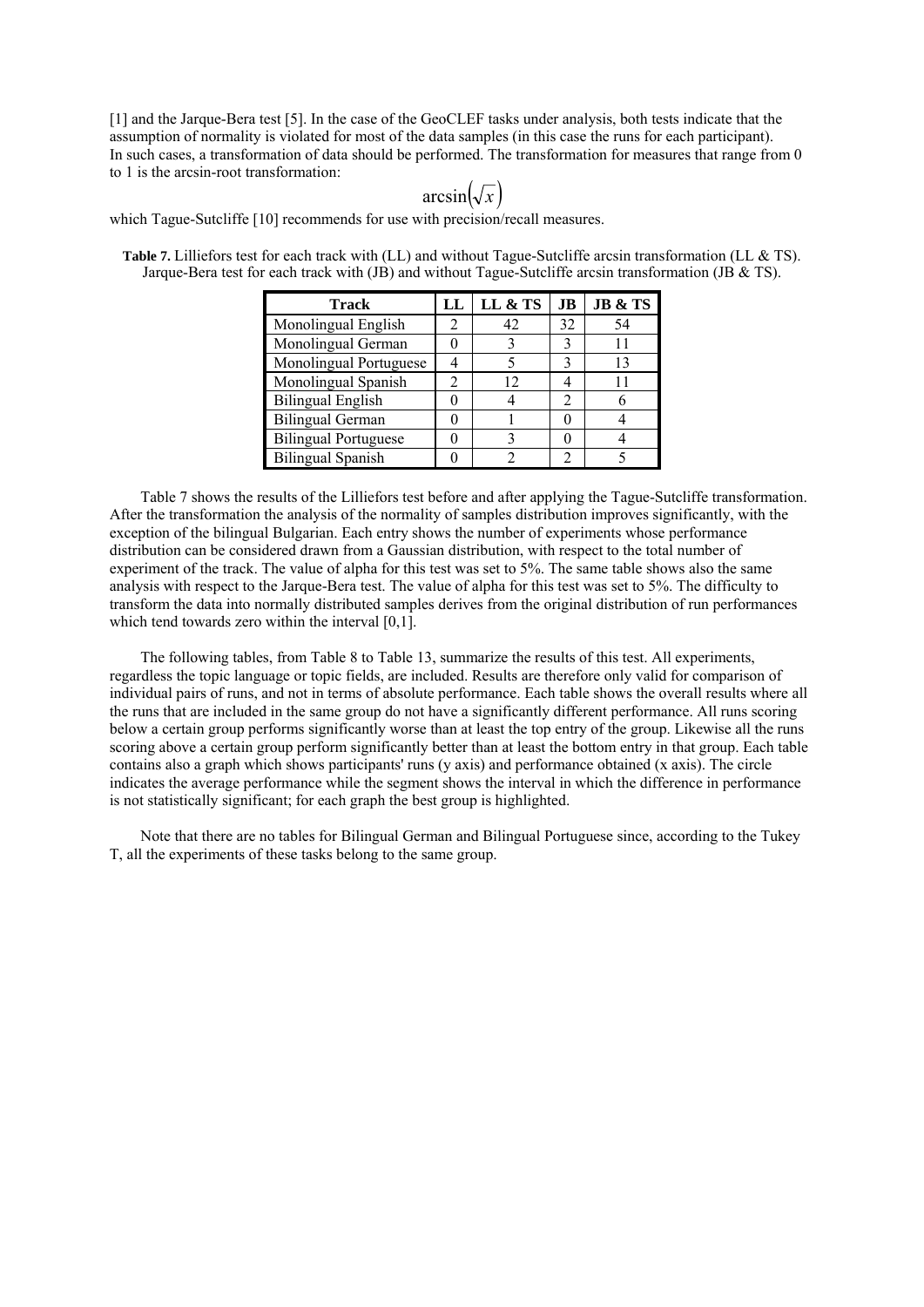[1] and the Jarque-Bera test [5]. In the case of the GeoCLEF tasks under analysis, both tests indicate that the assumption of normality is violated for most of the data samples (in this case the runs for each participant). In such cases, a transformation of data should be performed. The transformation for measures that range from 0 to 1 is the arcsin-root transformation:

$$\arcsin\left(\sqrt{x}\right)$$

which Tague-Sutcliffe [10] recommends for use with precision/recall measures.

**Table 7.** Lilliefors test for each track with (LL) and without Tague-Sutcliffe arcsin transformation (LL & TS). Jarque-Bera test for each track with (JB) and without Tague-Sutcliffe arcsin transformation (JB & TS).

| Track | LL | LL & TS | JB | JB & TS |
|---|---|---|---|---|
| Monolingual English | 2 | 42 | 32 | 54 |
| Monolingual German | 0 | 3 | 3 | 11 |
| Monolingual Portuguese | 4 | 5 | 3 | 13 |
| Monolingual Spanish | 2 | 12 | 4 | 11 |
| Bilingual English | 0 | 4 | 2 | 6 |
| Bilingual German | 0 | 1 | 0 | 4 |
| Bilingual Portuguese | 0 | 3 | 0 | 4 |
| Bilingual Spanish | 0 | 2 | 2 | 5 |

Table 7 shows the results of the Lilliefors test before and after applying the Tague-Sutcliffe transformation. After the transformation the analysis of the normality of samples distribution improves significantly, with the exception of the bilingual Bulgarian. Each entry shows the number of experiments whose performance distribution can be considered drawn from a Gaussian distribution, with respect to the total number of experiment of the track. The value of alpha for this test was set to 5%. The same table shows also the same analysis with respect to the Jarque-Bera test. The value of alpha for this test was set to 5%. The difficulty to transform the data into normally distributed samples derives from the original distribution of run performances which tend towards zero within the interval [0,1].

The following tables, from Table 8 to Table 13, summarize the results of this test. All experiments, regardless the topic language or topic fields, are included. Results are therefore only valid for comparison of individual pairs of runs, and not in terms of absolute performance. Each table shows the overall results where all the runs that are included in the same group do not have a significantly different performance. All runs scoring below a certain group performs significantly worse than at least the top entry of the group. Likewise all the runs scoring above a certain group perform significantly better than at least the bottom entry in that group. Each table contains also a graph which shows participants' runs (y axis) and performance obtained (x axis). The circle indicates the average performance while the segment shows the interval in which the difference in performance is not statistically significant; for each graph the best group is highlighted.

Note that there are no tables for Bilingual German and Bilingual Portuguese since, according to the Tukey T, all the experiments of these tasks belong to the same group.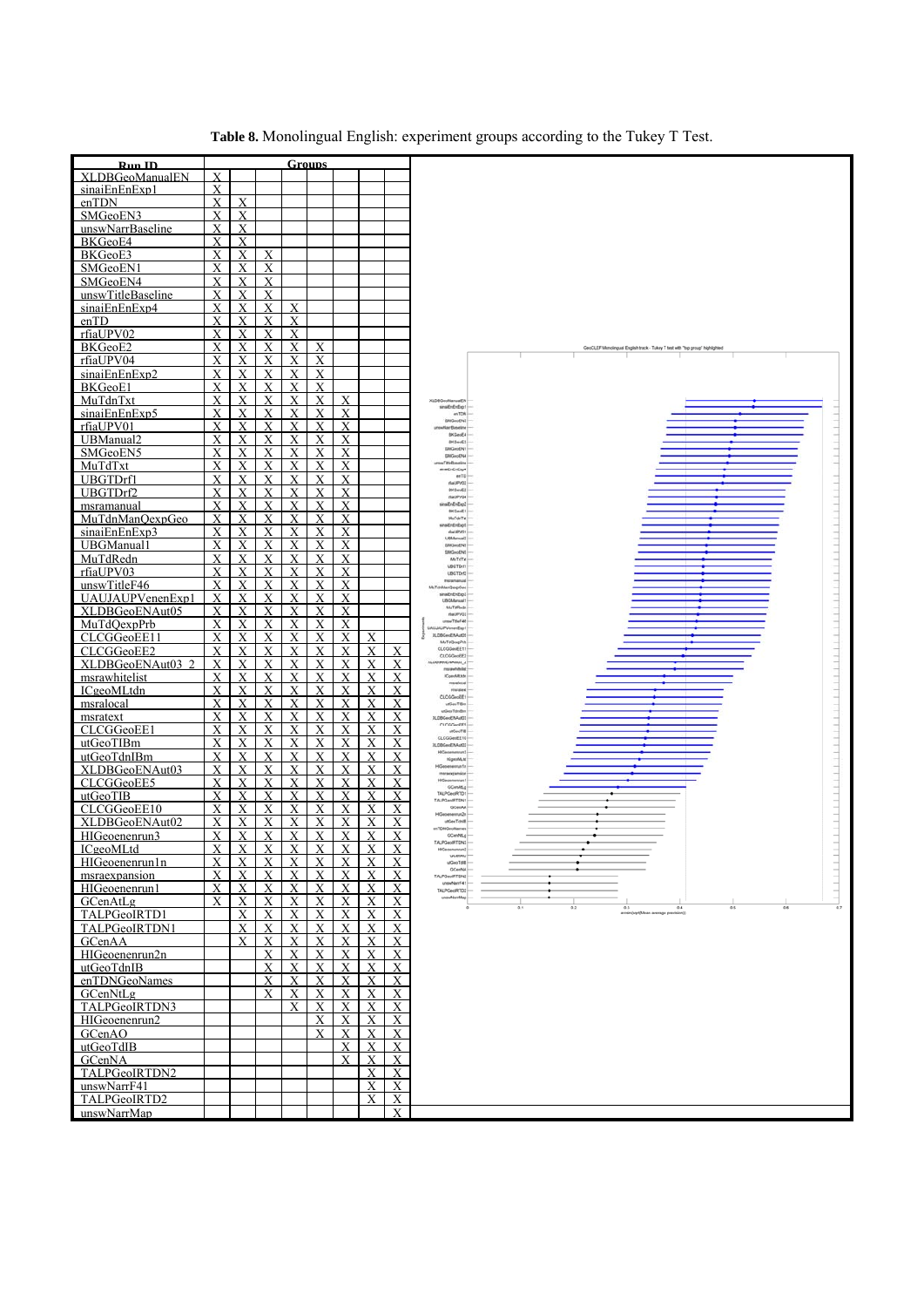**Table 8.** Monolingual English: experiment groups according to the Tukey T Test.

| Run ID | Groups | | | | | | | |
|---|---|---|---|---|---|---|---|---|
| XLDBGeoManualEN | X | | | | | | | |
| sinaiEnEnExp1 | X | | | | | | | |
| enTDN | X | X | | | | | | |
| SMGeoEN3 | X | X | | | | | | |
| unswNarrBaseline | X | X | | | | | | |
| BKGeoE4 | X | X | | | | | | |
| BKGeoE3 | X | X | X | | | | | |
| SMGeoEN1 | X | X | X | | | | | |
| SMGeoEN4 | X | X | X | | | | | |
| unswTitleBaseline | X | X | X | | | | | |
| sinaiEnEnExp4 | X | X | X | X | | | | |
| enTD | X | X | X | X | | | | |
| rfiaUPV02 | X | X | X | X | | | | |
| BKGeoE2 | X | X | X | X | X | | | |
| rfiaUPV04 | X | X | X | X | X | | | |
| sinaiEnEnExp2 | X | X | X | X | X | | | |
| BKGeoE1 | X | X | X | X | X | | | |
| MuTdnTxt | X | X | X | X | X | X | | |
| sinaiEnEnExp5 | X | X | X | X | X | X | | |
| rfiaUPV01 | X | X | X | X | X | X | | |
| UBManual2 | X | X | X | X | X | X | | |
| SMGeoEN5 | X | X | X | X | X | X | | |
| MuTdTxt | X | X | X | X | X | X | | |
| UBGTDrf1 | X | X | X | X | X | X | | |
| UBGTDrf2 | X | X | X | X | X | X | | |
| msramanual | X | X | X | X | X | X | | |
| MuTdnManQexpGeo | X | X | X | X | X | X | | |
| sinaiEnEnExp3 | X | X | X | X | X | X | | |
| UBGManual1 | X | X | X | X | X | X | | |
| MuTdRedn | X | X | X | X | X | X | | |
| rfiaUPV03 | X | X | X | X | X | X | | |
| unswTitleF46 | X | X | X | X | X | X | | |
| UAUJAUPVenenExp1 | X | X | X | X | X | X | | |
| XLDBGeoENAut05 | X | X | X | X | X | X | | |
| MuTdQexpPrb | X | X | X | X | X | X | | |
| CLCGGeoEE11 | X | X | X | X | X | X | X | |
| CLCGGeoEE2 | X | X | X | X | X | X | X | X |
| XLDBGeoENAut03_2 | X | X | X | X | X | X | X | X |
| msrawhitelist | X | X | X | X | X | X | X | X |
| ICgeoMLtdn | X | X | X | X | X | X | X | X |
| msralocal | X | X | X | X | X | X | X | X |
| msratext | X | X | X | X | X | X | X | X |
| CLCGGeoEE1 | X | X | X | X | X | X | X | X |
| utGeoTIBm | X | X | X | X | X | X | X | X |
| utGeoTdnIBm | X | X | X | X | X | X | X | X |
| XLDBGeoENAut03 | X | X | X | X | X | X | X | X |
| CLCGGeoEE5 | X | X | X | X | X | X | X | X |
| utGeoTIB | X | X | X | X | X | X | X | X |
| CLCGGeoEE10 | X | X | X | X | X | X | X | X |
| XLDBGeoENAut02 | X | X | X | X | X | X | X | X |
| HIGeoenenrun3 | X | X | X | X | X | X | X | X |
| ICgeoMLtd | X | X | X | X | X | X | X | X |
| HIGeoenenrun1n | X | X | X | X | X | X | X | X |
| msraexpansion | X | X | X | X | X | X | X | X |
| HIGeoenenrun1 | X | X | X | X | X | X | X | X |
| GCenAtLg | X | X | X | X | X | X | X | X |
| TALPGeoIRTD1 | | X | X | X | X | X | X | X |
| TALPGeoIRTDN1 | | X | X | X | X | X | X | X |
| GCenAA | | X | X | X | X | X | X | X |
| HIGeoenenrun2n | | | X | X | X | X | X | X |
| utGeoTdnIB | | | X | X | X | X | X | X |
| enTDNGeoNames | | | X | X | X | X | X | X |
| GCenNtLg | | | X | X | X | X | X | X |
| TALPGeoIRTDN3 | | | | X | X | X | X | X |
| HIGeoenenrun2 | | | | | X | X | X | X |
| GCenAO | | | | | X | X | X | X |
| utGeoTdIB | | | | | | X | X | X |
| GCenNA | | | | | | X | X | X |
| TALPGeoIRTDN2 | | | | | | | X | X |
| unswNarrF41 | | | | | | | X | X |
| TALPGeoIRTD2 | | | | | | | X | X |
| unswNarrMap | | | | | | | | X |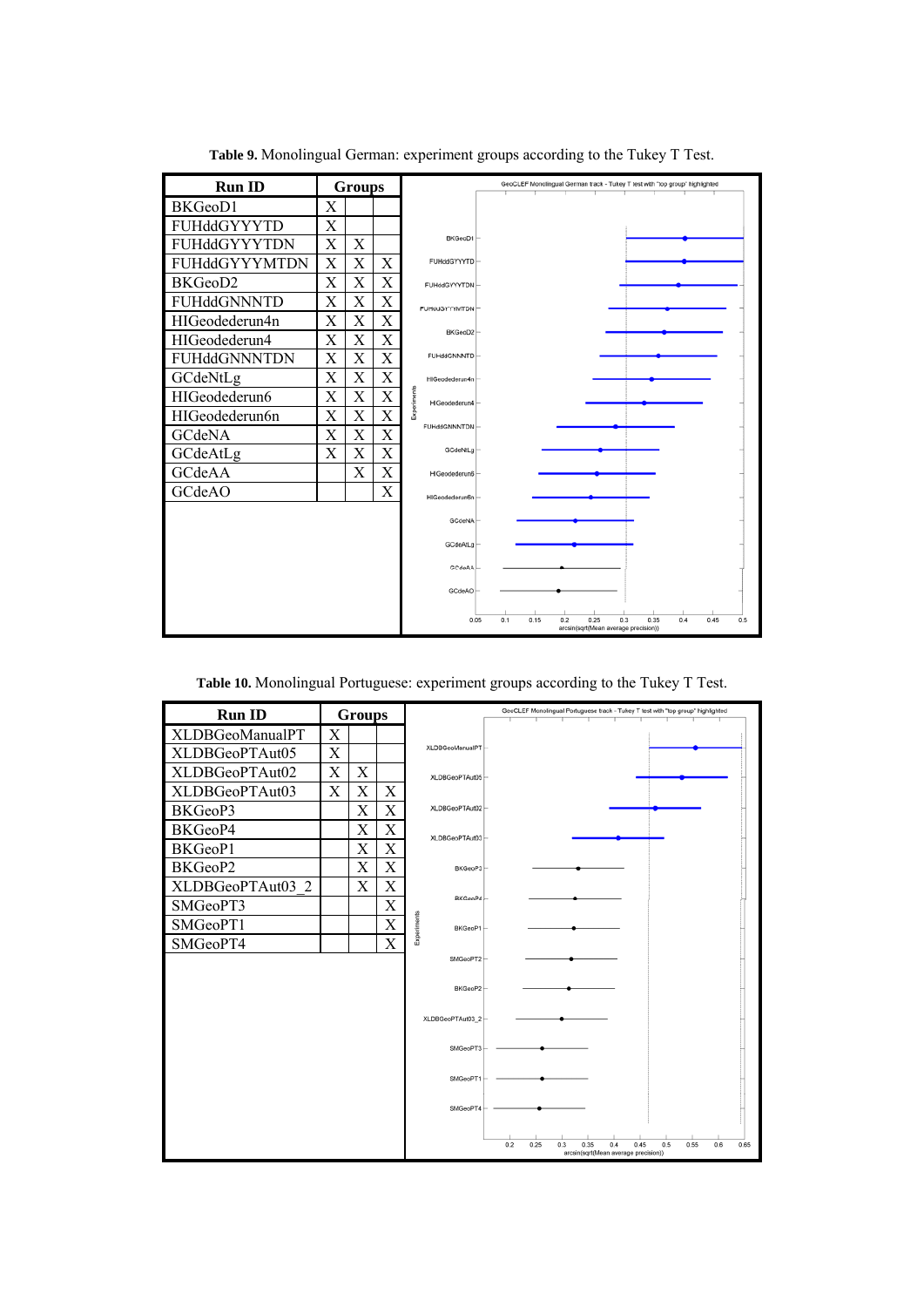**Table 9.** Monolingual German: experiment groups according to the Tukey T Test.

| Run ID | Groups | | |
|---|---|---|---|
| BKGeoD1 | X | | |
| FUHddGYYYTD | X | | |
| FUHddGYYYTDN | X | X | |
| FUHddGYYYMTDN | X | X | X |
| BKGeoD2 | X | X | X |
| FUHddGNNNTD | X | X | X |
| HIGeodederun4n | X | X | X |
| HIGeodederun4 | X | X | X |
| FUHddGNNNTDN | X | X | X |
| GCdeNtLg | X | X | X |
| HIGeodederun6 | X | X | X |
| HIGeodederun6n | X | X | X |
| GCdeNA | X | X | X |
| GCdeAtLg | X | X | X |
| GCdeAA | | X | X |
| GCdeAO | | | X |

**Table 10.** Monolingual Portuguese: experiment groups according to the Tukey T Test.

| Run ID | Groups | | |
|---|---|---|---|
| XLDBGeoManualPT | X | | |
| XLDBGeoPTAut05 | X | | |
| XLDBGeoPTAut02 | X | X | |
| XLDBGeoPTAut03 | X | X | X |
| BKGeoP3 | | X | X |
| BKGeoP4 | | X | X |
| BKGeoP1 | | X | X |
| BKGeoP2 | | X | X |
| XLDBGeoPTAut03_2 | | X | X |
| SMGeoPT3 | | | X |
| SMGeoPT1 | | | X |
| SMGeoPT4 | | | X |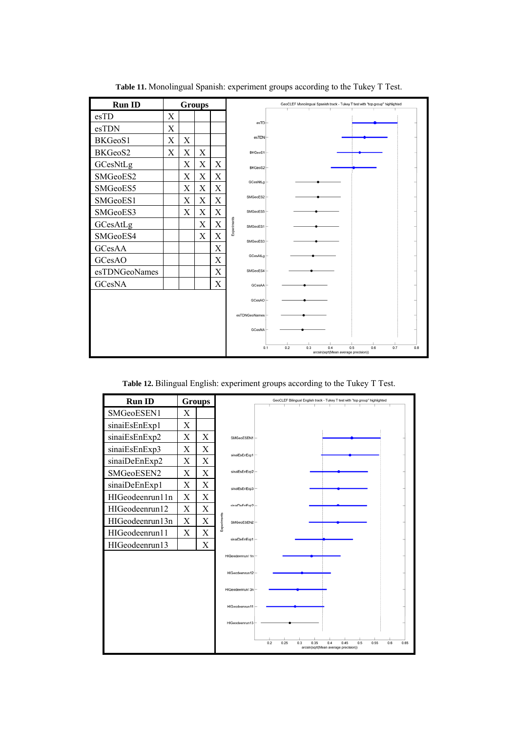**Table 11.** Monolingual Spanish: experiment groups according to the Tukey T Test.

| Run ID | Groups | | | |
|---|---|---|---|---|
| esTD | X | | | |
| esTDN | X | | | |
| BKGeoS1 | X | X | | |
| BKGeoS2 | X | X | X | |
| GCesNtLg | | X | X | X |
| SMGeoES2 | | X | X | X |
| SMGeoES5 | | X | X | X |
| SMGeoES1 | | X | X | X |
| SMGeoES3 | | X | X | X |
| GCesAtLg | | | X | X |
| SMGeoES4 | | | X | X |
| GCesAA | | | | X |
| GCesAO | | | | X |
| esTDNGeoNames | | | | X |
| GCesNA | | | | X |

**Table 12.** Bilingual English: experiment groups according to the Tukey T Test.

| Run ID | Groups | |
|---|---|---|
| SMGeoESEN1 | X | |
| sinaiEsEnExp1 | X | |
| sinaiEsEnExp2 | X | X |
| sinaiEsEnExp3 | X | X |
| sinaiDeEnExp2 | X | X |
| SMGeoESEN2 | X | X |
| sinaiDeEnExp1 | X | X |
| HIGeodeenrun11n | X | X |
| HIGeodeenrun12 | X | X |
| HIGeodeenrun13n | X | X |
| HIGeodeenrun11 | X | X |
| HIGeodeenrun13 | | X |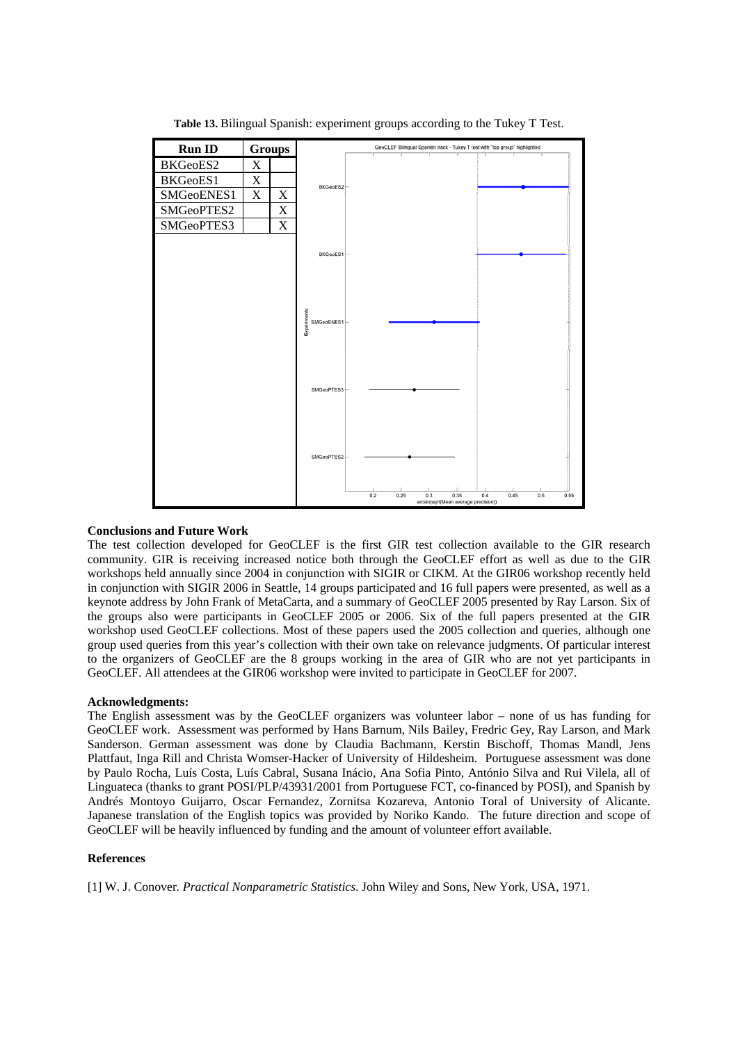**Table 13.** Bilingual Spanish: experiment groups according to the Tukey T Test.

| Run ID | Groups | |
|---|---|---|
| BKGeoES2 | X | |
| BKGeoES1 | X | |
| SMGeoENES1 | X | X |
| SMGeoPTES2 | | X |
| SMGeoPTES3 | | X |

### Conclusions and Future Work

The test collection developed for GeoCLEF is the first GIR test collection available to the GIR research community. GIR is receiving increased notice both through the GeoCLEF effort as well as due to the GIR workshops held annually since 2004 in conjunction with SIGIR or CIKM. At the GIR06 workshop recently held in conjunction with SIGIR 2006 in Seattle, 14 groups participated and 16 full papers were presented, as well as a keynote address by John Frank of MetaCarta, and a summary of GeoCLEF 2005 presented by Ray Larson. Six of the groups also were participants in GeoCLEF 2005 or 2006. Six of the full papers presented at the GIR workshop used GeoCLEF collections. Most of these papers used the 2005 collection and queries, although one group used queries from this year's collection with their own take on relevance judgments. Of particular interest to the organizers of GeoCLEF are the 8 groups working in the area of GIR who are not yet participants in GeoCLEF. All attendees at the GIR06 workshop were invited to participate in GeoCLEF for 2007.

### Acknowledgments:

The English assessment was by the GeoCLEF organizers was volunteer labor – none of us has funding for GeoCLEF work. Assessment was performed by Hans Barnum, Nils Bailey, Fredric Gey, Ray Larson, and Mark Sanderson. German assessment was done by Claudia Bachmann, Kerstin Bischoff, Thomas Mandl, Jens Plattfaut, Inga Rill and Christa Womser-Hacker of University of Hildesheim. Portuguese assessment was done by Paulo Rocha, Luís Costa, Luís Cabral, Susana Inácio, Ana Sofia Pinto, António Silva and Rui Vilela, all of Linguateca (thanks to grant POSI/PLP/43931/2001 from Portuguese FCT, co-financed by POSI), and Spanish by Andrés Montoyo Guijarro, Oscar Fernandez, Zornitsa Kozareva, Antonio Toral of University of Alicante. Japanese translation of the English topics was provided by Noriko Kando. The future direction and scope of GeoCLEF will be heavily influenced by funding and the amount of volunteer effort available.

### References

[1] W. J. Conover. *Practical Nonparametric Statistics*. John Wiley and Sons, New York, USA, 1971.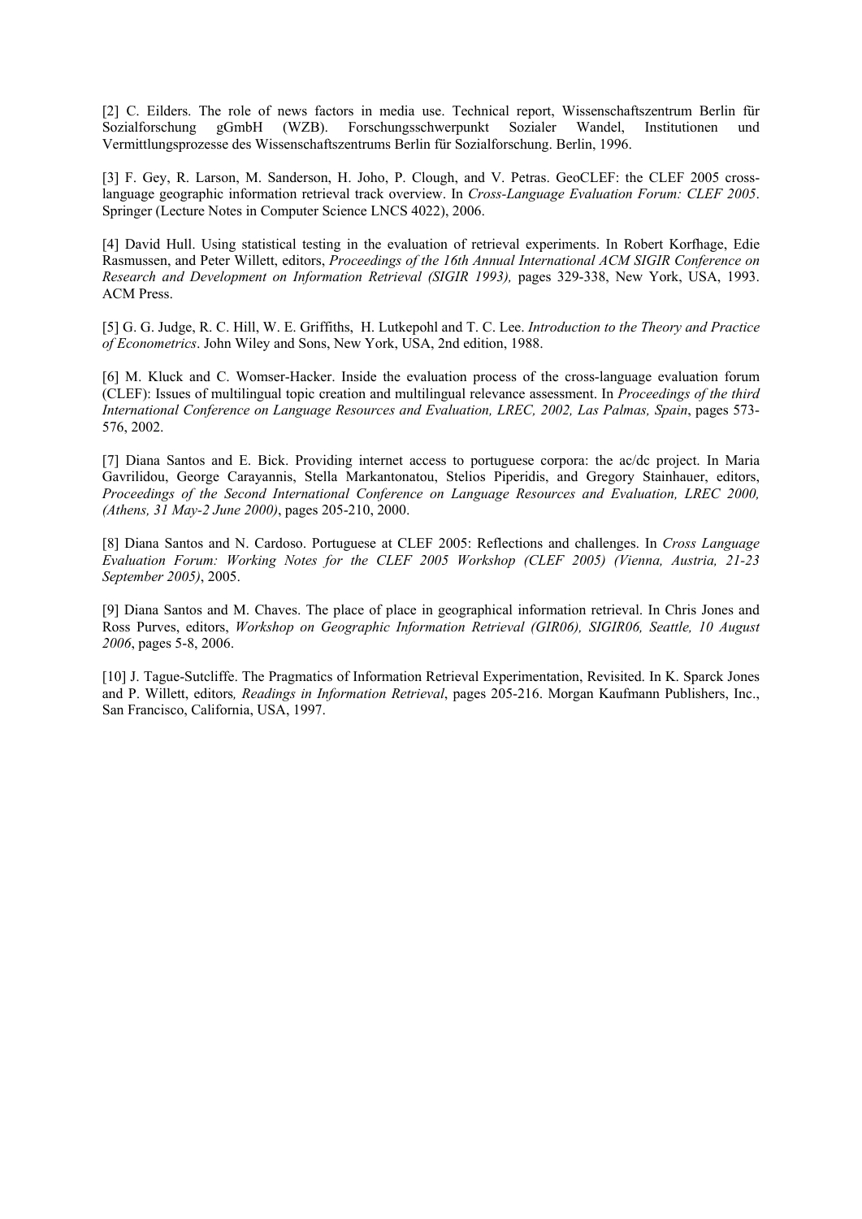[2] C. Eilders. The role of news factors in media use. Technical report, Wissenschaftszentrum Berlin für Sozialforschung gGmbH (WZB). Forschungsschwerpunkt Sozialer Wandel, Institutionen und Vermittlungsprozesse des Wissenschaftszentrums Berlin für Sozialforschung. Berlin, 1996.

[3] F. Gey, R. Larson, M. Sanderson, H. Joho, P. Clough, and V. Petras. GeoCLEF: the CLEF 2005 cross-language geographic information retrieval track overview. In *Cross-Language Evaluation Forum: CLEF 2005*. Springer (Lecture Notes in Computer Science LNCS 4022), 2006.

[4] David Hull. Using statistical testing in the evaluation of retrieval experiments. In Robert Korfhage, Edie Rasmussen, and Peter Willett, editors, *Proceedings of the 16th Annual International ACM SIGIR Conference on Research and Development on Information Retrieval (SIGIR 1993),* pages 329-338, New York, USA, 1993. ACM Press.

[5] G. G. Judge, R. C. Hill, W. E. Griffiths, H. Lutkepohl and T. C. Lee. *Introduction to the Theory and Practice of Econometrics*. John Wiley and Sons, New York, USA, 2nd edition, 1988.

[6] M. Kluck and C. Womser-Hacker. Inside the evaluation process of the cross-language evaluation forum (CLEF): Issues of multilingual topic creation and multilingual relevance assessment. In *Proceedings of the third International Conference on Language Resources and Evaluation, LREC, 2002, Las Palmas, Spain*, pages 573-576, 2002.

[7] Diana Santos and E. Bick. Providing internet access to portuguese corpora: the ac/dc project. In Maria Gavrilidou, George Carayannis, Stella Markantonatou, Stelios Piperidis, and Gregory Stainhauer, editors, *Proceedings of the Second International Conference on Language Resources and Evaluation, LREC 2000, (Athens, 31 May-2 June 2000)*, pages 205-210, 2000.

[8] Diana Santos and N. Cardoso. Portuguese at CLEF 2005: Reflections and challenges. In *Cross Language Evaluation Forum: Working Notes for the CLEF 2005 Workshop (CLEF 2005) (Vienna, Austria, 21-23 September 2005)*, 2005.

[9] Diana Santos and M. Chaves. The place of place in geographical information retrieval. In Chris Jones and Ross Purves, editors, *Workshop on Geographic Information Retrieval (GIR06), SIGIR06, Seattle, 10 August 2006*, pages 5-8, 2006.

[10] J. Tague-Sutcliffe. The Pragmatics of Information Retrieval Experimentation, Revisited. In K. Sparck Jones and P. Willett, editors*, Readings in Information Retrieval*, pages 205-216. Morgan Kaufmann Publishers, Inc., San Francisco, California, USA, 1997.